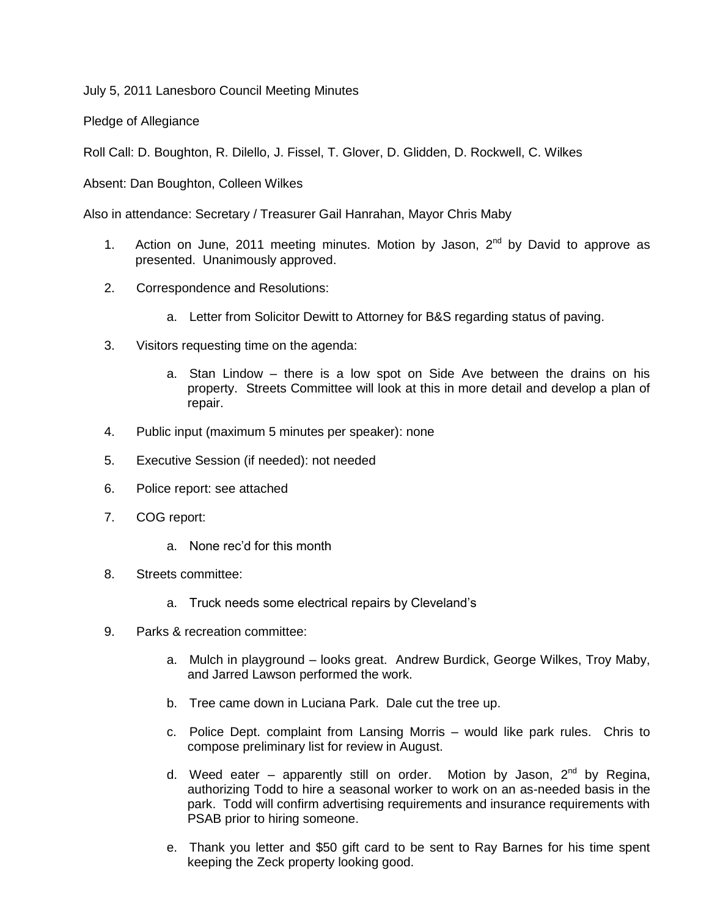July 5, 2011 Lanesboro Council Meeting Minutes

Pledge of Allegiance

Roll Call: D. Boughton, R. Dilello, J. Fissel, T. Glover, D. Glidden, D. Rockwell, C. Wilkes

Absent: Dan Boughton, Colleen Wilkes

Also in attendance: Secretary / Treasurer Gail Hanrahan, Mayor Chris Maby

1. Action on June, 2011 meeting minutes. Motion by Jason, 2nd by David to approve as presented. Unanimously approved.

2. Correspondence and Resolutions:

   a. Letter from Solicitor Dewitt to Attorney for B&S regarding status of paving.

3. Visitors requesting time on the agenda:

   a. Stan Lindow – there is a low spot on Side Ave between the drains on his property. Streets Committee will look at this in more detail and develop a plan of repair.

4. Public input (maximum 5 minutes per speaker): none

5. Executive Session (if needed): not needed

6. Police report: see attached

7. COG report:

   a. None rec'd for this month

8. Streets committee:

   a. Truck needs some electrical repairs by Cleveland's

9. Parks & recreation committee:

   a. Mulch in playground – looks great. Andrew Burdick, George Wilkes, Troy Maby, and Jarred Lawson performed the work.

   b. Tree came down in Luciana Park. Dale cut the tree up.

   c. Police Dept. complaint from Lansing Morris – would like park rules. Chris to compose preliminary list for review in August.

   d. Weed eater – apparently still on order. Motion by Jason, 2nd by Regina, authorizing Todd to hire a seasonal worker to work on an as-needed basis in the park. Todd will confirm advertising requirements and insurance requirements with PSAB prior to hiring someone.

   e. Thank you letter and $50 gift card to be sent to Ray Barnes for his time spent keeping the Zeck property looking good.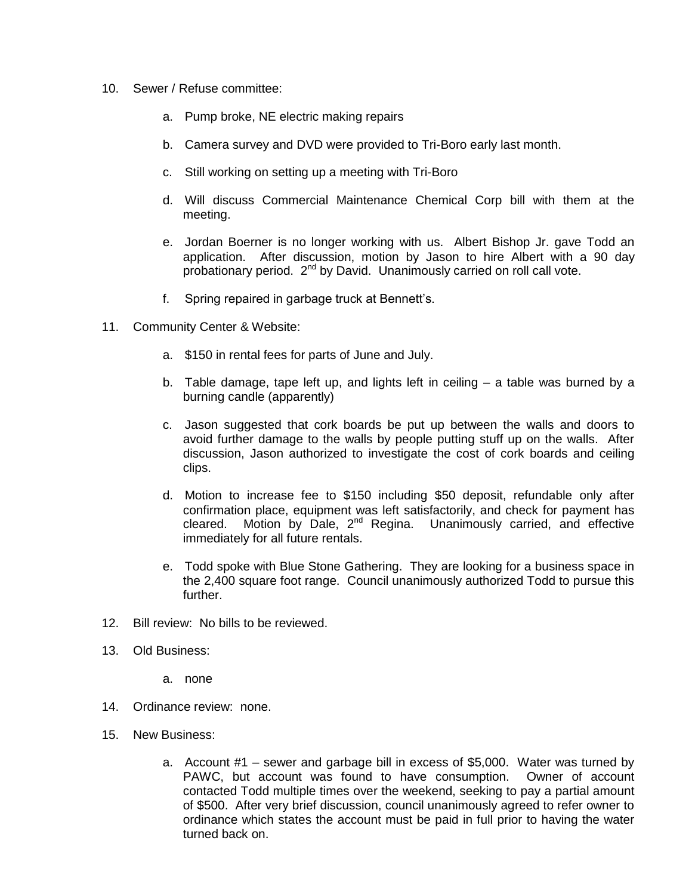10. Sewer / Refuse committee:

    a. Pump broke, NE electric making repairs

    b. Camera survey and DVD were provided to Tri-Boro early last month.

    c. Still working on setting up a meeting with Tri-Boro

    d. Will discuss Commercial Maintenance Chemical Corp bill with them at the meeting.

    e. Jordan Boerner is no longer working with us. Albert Bishop Jr. gave Todd an application. After discussion, motion by Jason to hire Albert with a 90 day probationary period. 2nd by David. Unanimously carried on roll call vote.

    f. Spring repaired in garbage truck at Bennett's.

11. Community Center & Website:

    a. $150 in rental fees for parts of June and July.

    b. Table damage, tape left up, and lights left in ceiling – a table was burned by a burning candle (apparently)

    c. Jason suggested that cork boards be put up between the walls and doors to avoid further damage to the walls by people putting stuff up on the walls. After discussion, Jason authorized to investigate the cost of cork boards and ceiling clips.

    d. Motion to increase fee to $150 including $50 deposit, refundable only after confirmation place, equipment was left satisfactorily, and check for payment has cleared. Motion by Dale, 2nd Regina. Unanimously carried, and effective immediately for all future rentals.

    e. Todd spoke with Blue Stone Gathering. They are looking for a business space in the 2,400 square foot range. Council unanimously authorized Todd to pursue this further.

12. Bill review: No bills to be reviewed.

13. Old Business:

    a. none

14. Ordinance review: none.

15. New Business:

    a. Account #1 – sewer and garbage bill in excess of $5,000. Water was turned by PAWC, but account was found to have consumption. Owner of account contacted Todd multiple times over the weekend, seeking to pay a partial amount of $500. After very brief discussion, council unanimously agreed to refer owner to ordinance which states the account must be paid in full prior to having the water turned back on.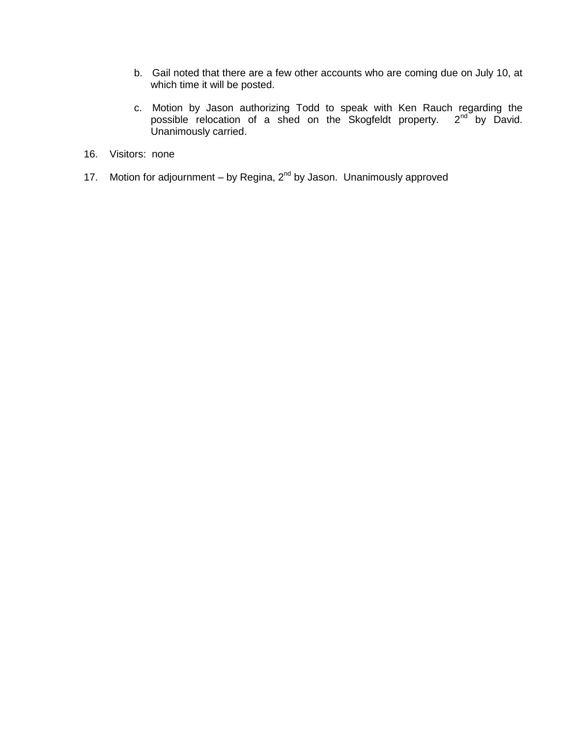b. Gail noted that there are a few other accounts who are coming due on July 10, at which time it will be posted.

c. Motion by Jason authorizing Todd to speak with Ken Rauch regarding the possible relocation of a shed on the Skogfeldt property. 2nd by David. Unanimously carried.

16. Visitors: none

17. Motion for adjournment – by Regina, 2nd by Jason. Unanimously approved